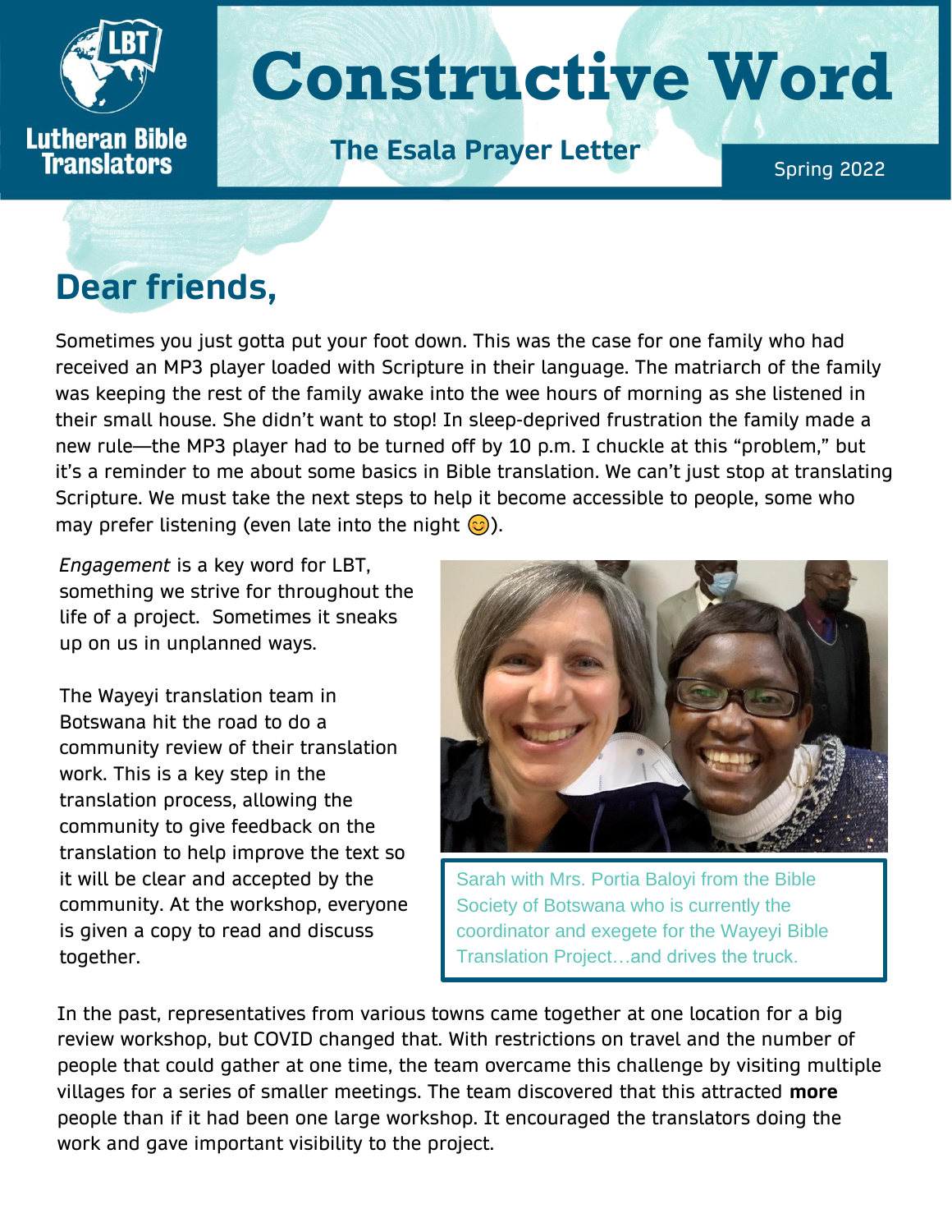Lutheran Bible Translators

# Constructive Word

## The Esala Prayer Letter

Spring 2022

## Dear friends,

Sometimes you just gotta put your foot down. This was the case for one family who had received an MP3 player loaded with Scripture in their language. The matriarch of the family was keeping the rest of the family awake into the wee hours of morning as she listened in their small house. She didn't want to stop! In sleep-deprived frustration the family made a new rule—the MP3 player had to be turned off by 10 p.m. I chuckle at this "problem," but it's a reminder to me about some basics in Bible translation. We can't just stop at translating Scripture. We must take the next steps to help it become accessible to people, some who may prefer listening (even late into the night 😊).

*Engagement* is a key word for LBT, something we strive for throughout the life of a project. Sometimes it sneaks up on us in unplanned ways.

The Wayeyi translation team in Botswana hit the road to do a community review of their translation work. This is a key step in the translation process, allowing the community to give feedback on the translation to help improve the text so it will be clear and accepted by the community. At the workshop, everyone is given a copy to read and discuss together.

Sarah with Mrs. Portia Baloyi from the Bible Society of Botswana who is currently the coordinator and exegete for the Wayeyi Bible Translation Project…and drives the truck.

In the past, representatives from various towns came together at one location for a big review workshop, but COVID changed that. With restrictions on travel and the number of people that could gather at one time, the team overcame this challenge by visiting multiple villages for a series of smaller meetings. The team discovered that this attracted **more** people than if it had been one large workshop. It encouraged the translators doing the work and gave important visibility to the project.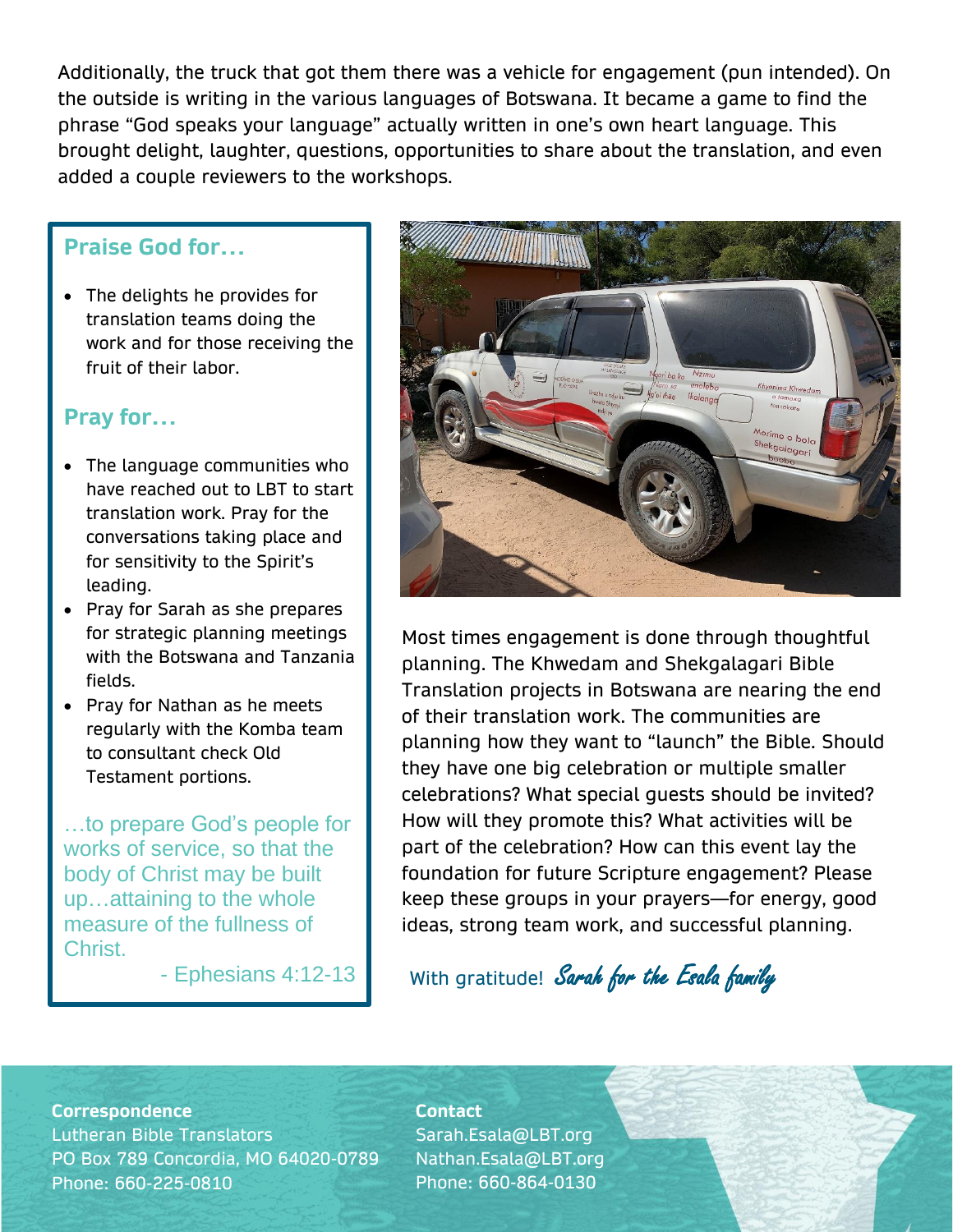Additionally, the truck that got them there was a vehicle for engagement (pun intended). On the outside is writing in the various languages of Botswana. It became a game to find the phrase "God speaks your language" actually written in one's own heart language. This brought delight, laughter, questions, opportunities to share about the translation, and even added a couple reviewers to the workshops.

## Praise God for…

- The delights he provides for translation teams doing the work and for those receiving the fruit of their labor.

## Pray for…

- The language communities who have reached out to LBT to start translation work. Pray for the conversations taking place and for sensitivity to the Spirit's leading.
- Pray for Sarah as she prepares for strategic planning meetings with the Botswana and Tanzania fields.
- Pray for Nathan as he meets regularly with the Komba team to consultant check Old Testament portions.

…to prepare God's people for works of service, so that the body of Christ may be built up…attaining to the whole measure of the fullness of Christ.

- Ephesians 4:12-13

Most times engagement is done through thoughtful planning. The Khwedam and Shekgalagari Bible Translation projects in Botswana are nearing the end of their translation work. The communities are planning how they want to "launch" the Bible. Should they have one big celebration or multiple smaller celebrations? What special guests should be invited? How will they promote this? What activities will be part of the celebration? How can this event lay the foundation for future Scripture engagement? Please keep these groups in your prayers—for energy, good ideas, strong team work, and successful planning.

With gratitude! *Sarah for the Esala family*

**Correspondence**
Lutheran Bible Translators
PO Box 789 Concordia, MO 64020-0789
Phone: 660-225-0810

**Contact**
Sarah.Esala@LBT.org
Nathan.Esala@LBT.org
Phone: 660-864-0130